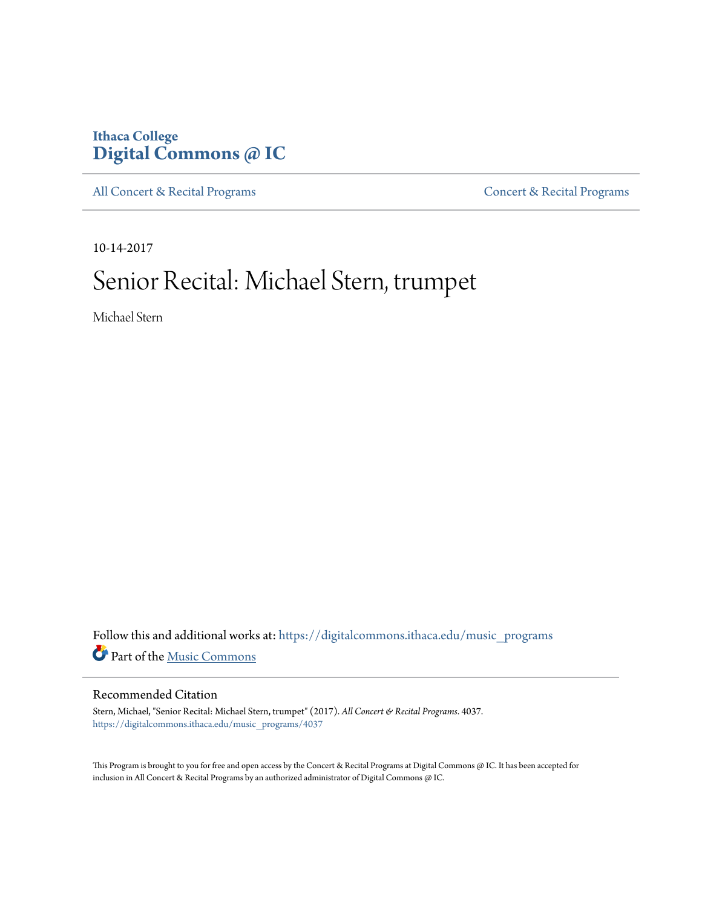Ithaca College
# Digital Commons @ IC

All Concert & Recital Programs | Concert & Recital Programs

10-14-2017

# Senior Recital: Michael Stern, trumpet

Michael Stern

Follow this and additional works at: https://digitalcommons.ithaca.edu/music_programs

Part of the Music Commons

## Recommended Citation

Stern, Michael, "Senior Recital: Michael Stern, trumpet" (2017). *All Concert & Recital Programs*. 4037.
https://digitalcommons.ithaca.edu/music_programs/4037

This Program is brought to you for free and open access by the Concert & Recital Programs at Digital Commons @ IC. It has been accepted for inclusion in All Concert & Recital Programs by an authorized administrator of Digital Commons @ IC.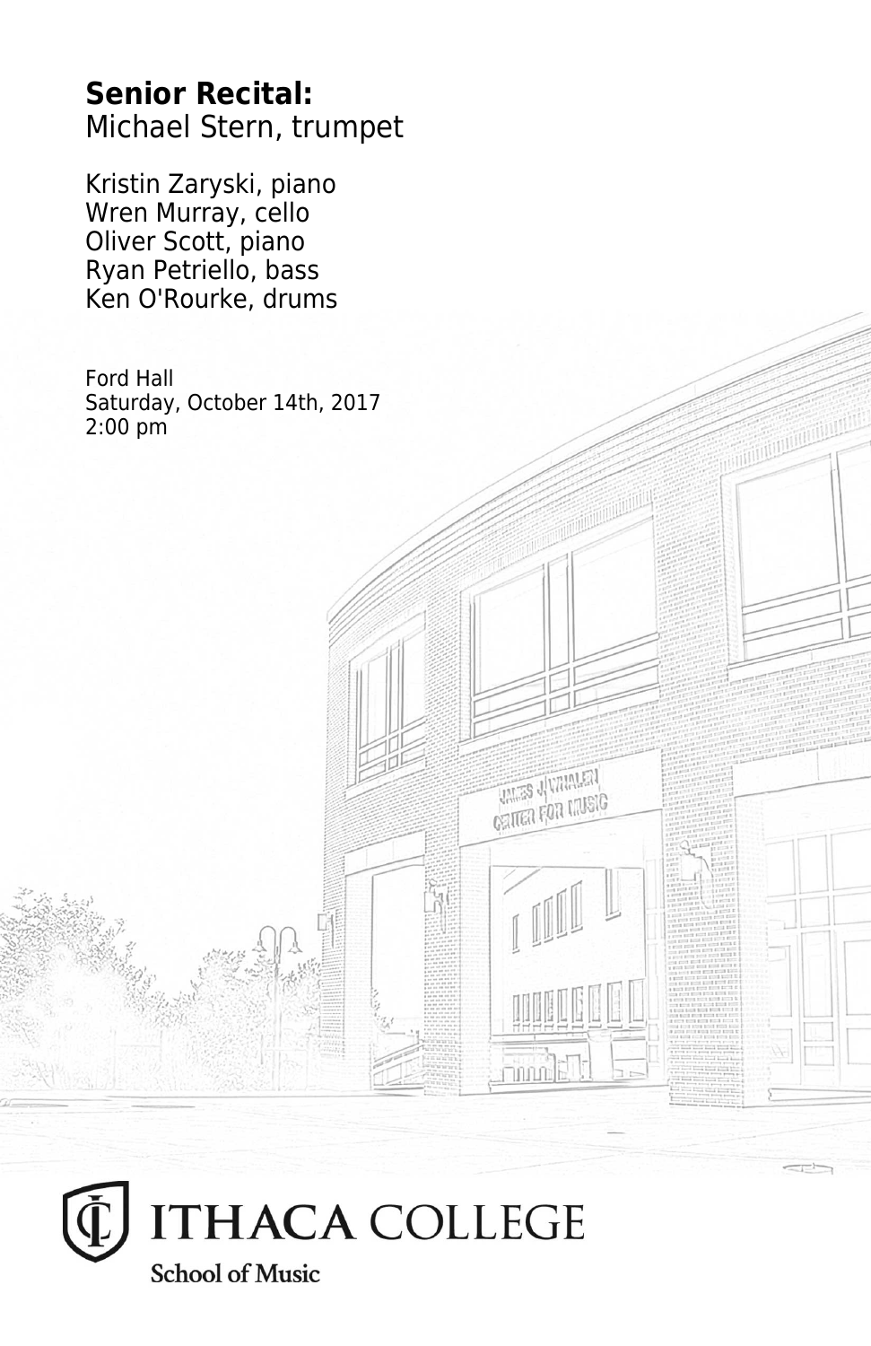**Senior Recital:**
Michael Stern, trumpet

Kristin Zaryski, piano
Wren Murray, cello
Oliver Scott, piano
Ryan Petriello, bass
Ken O'Rourke, drums

Ford Hall
Saturday, October 14th, 2017
2:00 pm

ITHACA COLLEGE
School of Music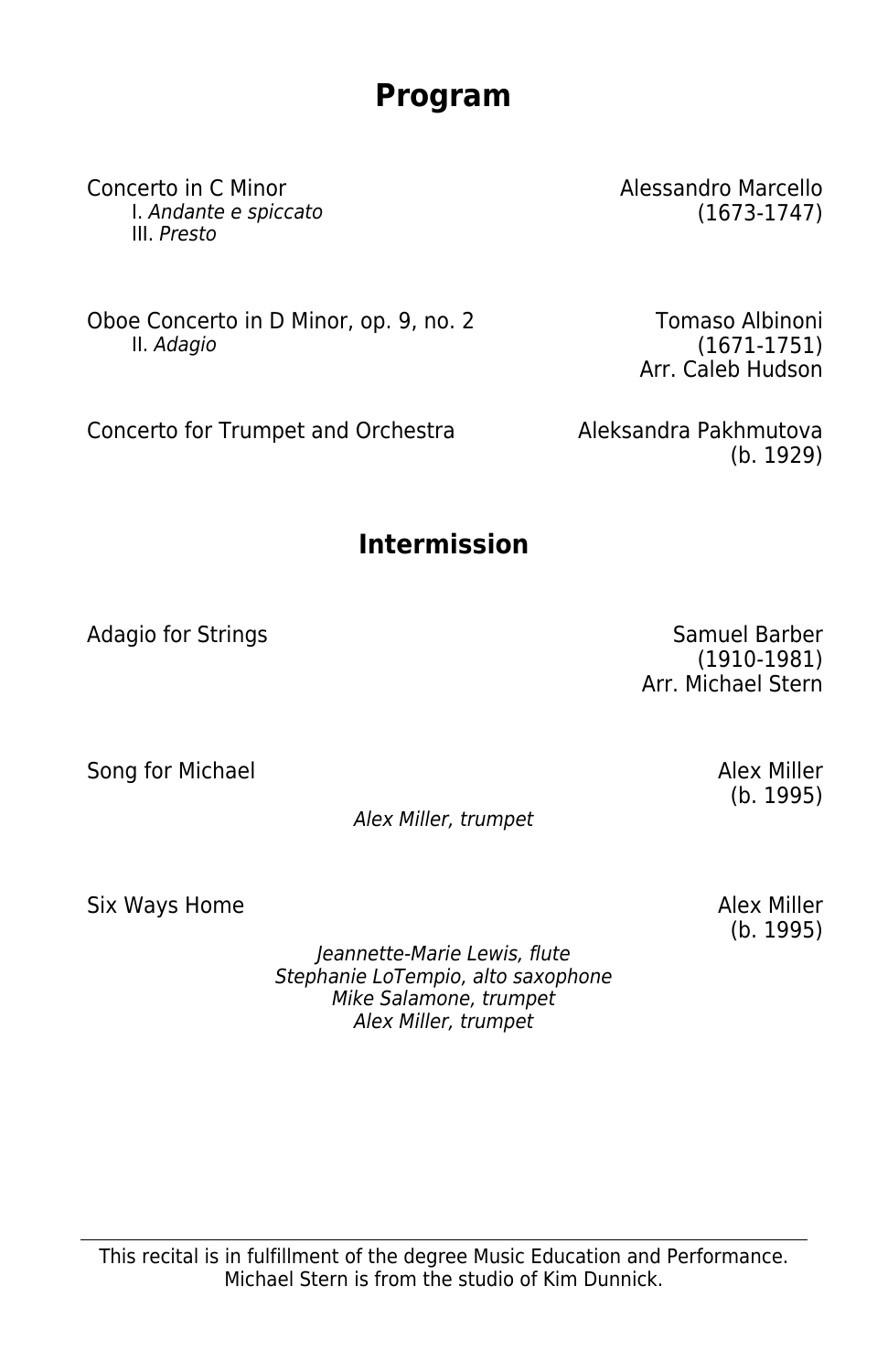# Program

Concerto in C Minor — Alessandro Marcello (1673-1747)

I. *Andante e spiccato*
III. *Presto*

Oboe Concerto in D Minor, op. 9, no. 2 — Tomaso Albinoni (1671-1751)
Arr. Caleb Hudson

II. *Adagio*

Concerto for Trumpet and Orchestra — Aleksandra Pakhmutova (b. 1929)

## Intermission

Adagio for Strings — Samuel Barber (1910-1981)
Arr. Michael Stern

Song for Michael — Alex Miller (b. 1995)

*Alex Miller, trumpet*

Six Ways Home — Alex Miller (b. 1995)

*Jeannette-Marie Lewis, flute*
*Stephanie LoTempio, alto saxophone*
*Mike Salamone, trumpet*
*Alex Miller, trumpet*

---

This recital is in fulfillment of the degree Music Education and Performance.
Michael Stern is from the studio of Kim Dunnick.